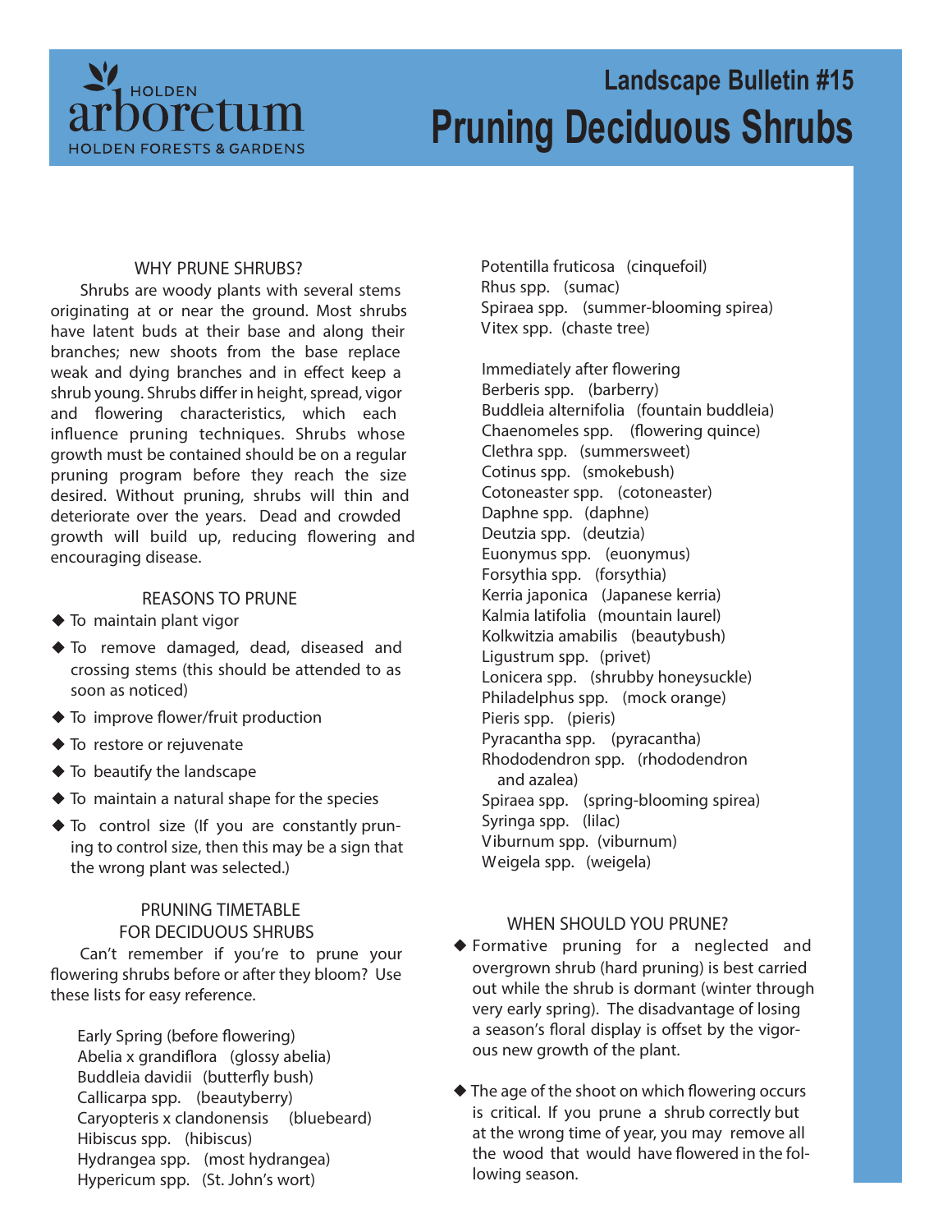HOLDEN arboretum HOLDEN FORESTS & GARDENS

# Landscape Bulletin #15

# Pruning Deciduous Shrubs

## WHY PRUNE SHRUBS?

Shrubs are woody plants with several stems originating at or near the ground. Most shrubs have latent buds at their base and along their branches; new shoots from the base replace weak and dying branches and in effect keep a shrub young. Shrubs differ in height, spread, vigor and flowering characteristics, which each influence pruning techniques. Shrubs whose growth must be contained should be on a regular pruning program before they reach the size desired. Without pruning, shrubs will thin and deteriorate over the years. Dead and crowded growth will build up, reducing flowering and encouraging disease.

## REASONS TO PRUNE

- To maintain plant vigor
- To remove damaged, dead, diseased and crossing stems (this should be attended to as soon as noticed)
- To improve flower/fruit production
- To restore or rejuvenate
- To beautify the landscape
- To maintain a natural shape for the species
- To control size (If you are constantly pruning to control size, then this may be a sign that the wrong plant was selected.)

## PRUNING TIMETABLE FOR DECIDUOUS SHRUBS

Can't remember if you're to prune your flowering shrubs before or after they bloom? Use these lists for easy reference.

Early Spring (before flowering)
Abelia x grandiflora (glossy abelia)
Buddleia davidii (butterfly bush)
Callicarpa spp. (beautyberry)
Caryopteris x clandonensis (bluebeard)
Hibiscus spp. (hibiscus)
Hydrangea spp. (most hydrangea)
Hypericum spp. (St. John's wort)
Potentilla fruticosa (cinquefoil)
Rhus spp. (sumac)
Spiraea spp. (summer-blooming spirea)
Vitex spp. (chaste tree)

Immediately after flowering
Berberis spp. (barberry)
Buddleia alternifolia (fountain buddleia)
Chaenomeles spp. (flowering quince)
Clethra spp. (summersweet)
Cotinus spp. (smokebush)
Cotoneaster spp. (cotoneaster)
Daphne spp. (daphne)
Deutzia spp. (deutzia)
Euonymus spp. (euonymus)
Forsythia spp. (forsythia)
Kerria japonica (Japanese kerria)
Kalmia latifolia (mountain laurel)
Kolkwitzia amabilis (beautybush)
Ligustrum spp. (privet)
Lonicera spp. (shrubby honeysuckle)
Philadelphus spp. (mock orange)
Pieris spp. (pieris)
Pyracantha spp. (pyracantha)
Rhododendron spp. (rhododendron and azalea)
Spiraea spp. (spring-blooming spirea)
Syringa spp. (lilac)
Viburnum spp. (viburnum)
Weigela spp. (weigela)

## WHEN SHOULD YOU PRUNE?

- Formative pruning for a neglected and overgrown shrub (hard pruning) is best carried out while the shrub is dormant (winter through very early spring). The disadvantage of losing a season's floral display is offset by the vigorous new growth of the plant.
- The age of the shoot on which flowering occurs is critical. If you prune a shrub correctly but at the wrong time of year, you may remove all the wood that would have flowered in the following season.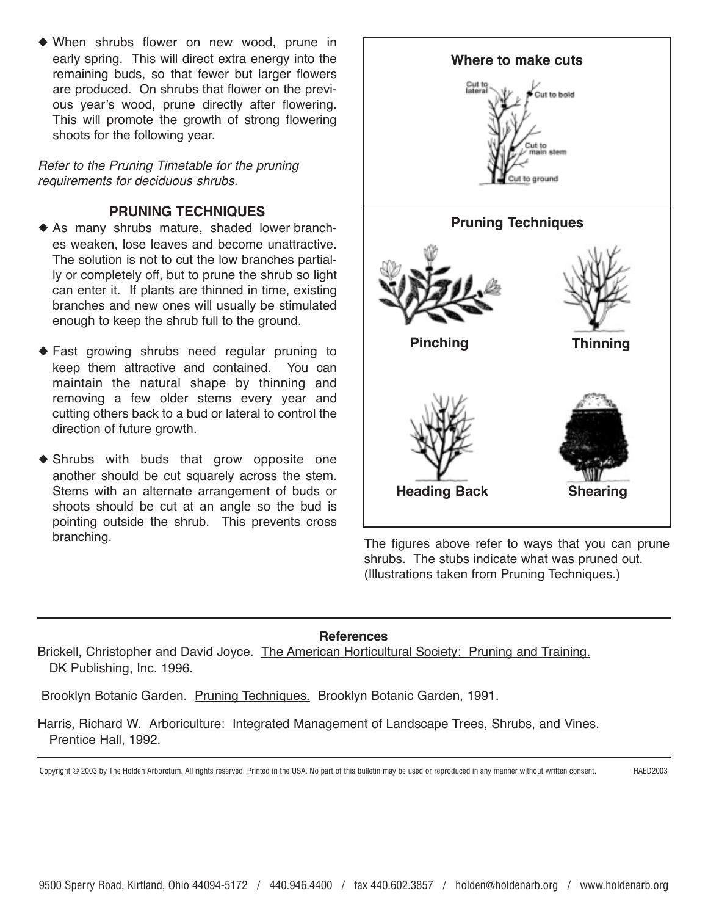- When shrubs flower on new wood, prune in early spring. This will direct extra energy into the remaining buds, so that fewer but larger flowers are produced. On shrubs that flower on the previous year's wood, prune directly after flowering. This will promote the growth of strong flowering shoots for the following year.

*Refer to the Pruning Timetable for the pruning requirements for deciduous shrubs.*

### PRUNING TECHNIQUES

- As many shrubs mature, shaded lower branches weaken, lose leaves and become unattractive. The solution is not to cut the low branches partially or completely off, but to prune the shrub so light can enter it. If plants are thinned in time, existing branches and new ones will usually be stimulated enough to keep the shrub full to the ground.

- Fast growing shrubs need regular pruning to keep them attractive and contained. You can maintain the natural shape by thinning and removing a few older stems every year and cutting others back to a bud or lateral to control the direction of future growth.

- Shrubs with buds that grow opposite one another should be cut squarely across the stem. Stems with an alternate arrangement of buds or shoots should be cut at an angle so the bud is pointing outside the shrub. This prevents cross branching.

**Where to make cuts**

Cut to lateral

Cut to bold

Cut to main stem

Cut to ground

**Pruning Techniques**

**Pinching**

**Thinning**

**Heading Back**

**Shearing**

The figures above refer to ways that you can prune shrubs. The stubs indicate what was pruned out. (Illustrations taken from Pruning Techniques.)

---

**References**

Brickell, Christopher and David Joyce. The American Horticultural Society: Pruning and Training. DK Publishing, Inc. 1996.

Brooklyn Botanic Garden. Pruning Techniques. Brooklyn Botanic Garden, 1991.

Harris, Richard W. Arboriculture: Integrated Management of Landscape Trees, Shrubs, and Vines. Prentice Hall, 1992.

---

Copyright © 2003 by The Holden Arboretum. All rights reserved. Printed in the USA. No part of this bulletin may be used or reproduced in any manner without written consent. HAED2003

9500 Sperry Road, Kirtland, Ohio 44094-5172 / 440.946.4400 / fax 440.602.3857 / holden@holdenarb.org / www.holdenarb.org